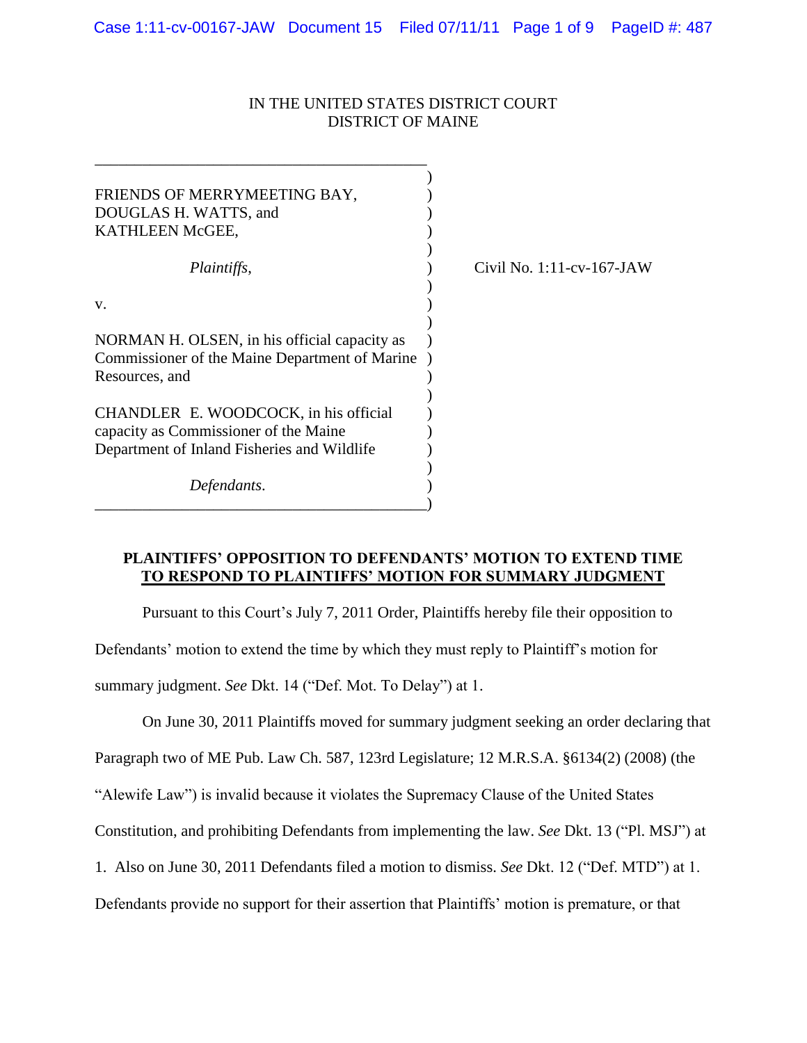IN THE UNITED STATES DISTRICT COURT
DISTRICT OF MAINE

| | |
|---|---|
| FRIENDS OF MERRYMEETING BAY, DOUGLAS H. WATTS, and KATHLEEN McGEE, | |
| *Plaintiffs,* | Civil No. 1:11-cv-167-JAW |
| v. | |
| NORMAN H. OLSEN, in his official capacity as Commissioner of the Maine Department of Marine Resources, and | |
| CHANDLER E. WOODCOCK, in his official capacity as Commissioner of the Maine Department of Inland Fisheries and Wildlife | |
| *Defendants.* | |

**PLAINTIFFS' OPPOSITION TO DEFENDANTS' MOTION TO EXTEND TIME TO RESPOND TO PLAINTIFFS' MOTION FOR SUMMARY JUDGMENT**

Pursuant to this Court's July 7, 2011 Order, Plaintiffs hereby file their opposition to Defendants' motion to extend the time by which they must reply to Plaintiff's motion for summary judgment. *See* Dkt. 14 ("Def. Mot. To Delay") at 1.

On June 30, 2011 Plaintiffs moved for summary judgment seeking an order declaring that Paragraph two of ME Pub. Law Ch. 587, 123rd Legislature; 12 M.R.S.A. §6134(2) (2008) (the "Alewife Law") is invalid because it violates the Supremacy Clause of the United States Constitution, and prohibiting Defendants from implementing the law. *See* Dkt. 13 ("Pl. MSJ") at 1. Also on June 30, 2011 Defendants filed a motion to dismiss. *See* Dkt. 12 ("Def. MTD") at 1. Defendants provide no support for their assertion that Plaintiffs' motion is premature, or that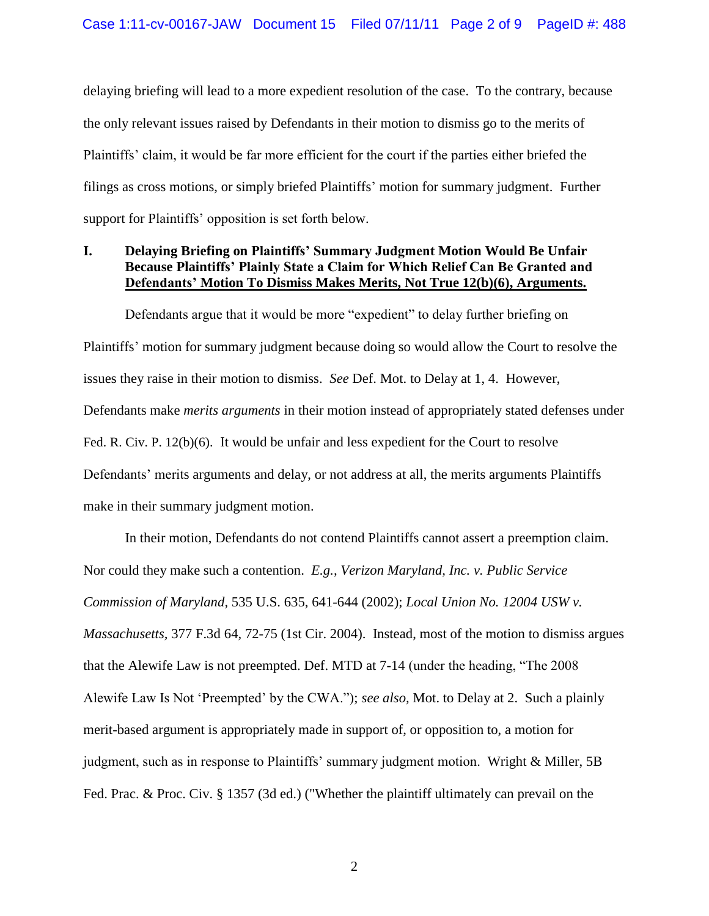delaying briefing will lead to a more expedient resolution of the case. To the contrary, because the only relevant issues raised by Defendants in their motion to dismiss go to the merits of Plaintiffs' claim, it would be far more efficient for the court if the parties either briefed the filings as cross motions, or simply briefed Plaintiffs' motion for summary judgment. Further support for Plaintiffs' opposition is set forth below.

## I. Delaying Briefing on Plaintiffs' Summary Judgment Motion Would Be Unfair Because Plaintiffs' Plainly State a Claim for Which Relief Can Be Granted and Defendants' Motion To Dismiss Makes Merits, Not True 12(b)(6), Arguments.

Defendants argue that it would be more "expedient" to delay further briefing on Plaintiffs' motion for summary judgment because doing so would allow the Court to resolve the issues they raise in their motion to dismiss. *See* Def. Mot. to Delay at 1, 4. However, Defendants make *merits arguments* in their motion instead of appropriately stated defenses under Fed. R. Civ. P. 12(b)(6). It would be unfair and less expedient for the Court to resolve Defendants' merits arguments and delay, or not address at all, the merits arguments Plaintiffs make in their summary judgment motion.

In their motion, Defendants do not contend Plaintiffs cannot assert a preemption claim. Nor could they make such a contention. *E.g., Verizon Maryland, Inc. v. Public Service Commission of Maryland*, 535 U.S. 635, 641-644 (2002); *Local Union No. 12004 USW v. Massachusetts*, 377 F.3d 64, 72-75 (1st Cir. 2004). Instead, most of the motion to dismiss argues that the Alewife Law is not preempted. Def. MTD at 7-14 (under the heading, "The 2008 Alewife Law Is Not 'Preempted' by the CWA."); *see also,* Mot. to Delay at 2. Such a plainly merit-based argument is appropriately made in support of, or opposition to, a motion for judgment, such as in response to Plaintiffs' summary judgment motion. Wright & Miller, 5B Fed. Prac. & Proc. Civ. § 1357 (3d ed.) ("Whether the plaintiff ultimately can prevail on the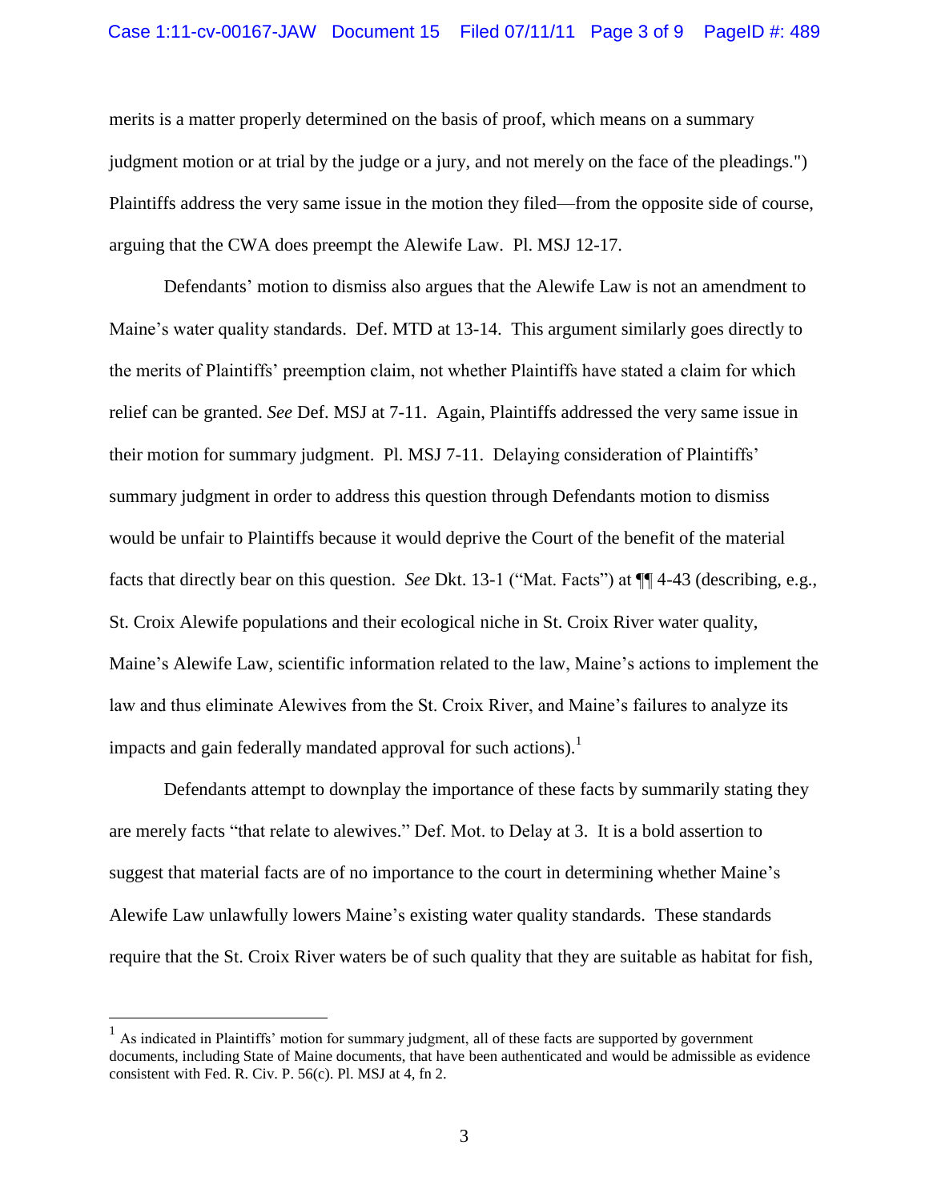merits is a matter properly determined on the basis of proof, which means on a summary judgment motion or at trial by the judge or a jury, and not merely on the face of the pleadings.") Plaintiffs address the very same issue in the motion they filed—from the opposite side of course, arguing that the CWA does preempt the Alewife Law. Pl. MSJ 12-17.

Defendants' motion to dismiss also argues that the Alewife Law is not an amendment to Maine's water quality standards. Def. MTD at 13-14. This argument similarly goes directly to the merits of Plaintiffs' preemption claim, not whether Plaintiffs have stated a claim for which relief can be granted. *See* Def. MSJ at 7-11. Again, Plaintiffs addressed the very same issue in their motion for summary judgment. Pl. MSJ 7-11. Delaying consideration of Plaintiffs' summary judgment in order to address this question through Defendants motion to dismiss would be unfair to Plaintiffs because it would deprive the Court of the benefit of the material facts that directly bear on this question. *See* Dkt. 13-1 ("Mat. Facts") at ¶¶ 4-43 (describing, e.g., St. Croix Alewife populations and their ecological niche in St. Croix River water quality, Maine's Alewife Law, scientific information related to the law, Maine's actions to implement the law and thus eliminate Alewives from the St. Croix River, and Maine's failures to analyze its impacts and gain federally mandated approval for such actions).[1]

Defendants attempt to downplay the importance of these facts by summarily stating they are merely facts "that relate to alewives." Def. Mot. to Delay at 3. It is a bold assertion to suggest that material facts are of no importance to the court in determining whether Maine's Alewife Law unlawfully lowers Maine's existing water quality standards. These standards require that the St. Croix River waters be of such quality that they are suitable as habitat for fish,

---

[1] As indicated in Plaintiffs' motion for summary judgment, all of these facts are supported by government documents, including State of Maine documents, that have been authenticated and would be admissible as evidence consistent with Fed. R. Civ. P. 56(c). Pl. MSJ at 4, fn 2.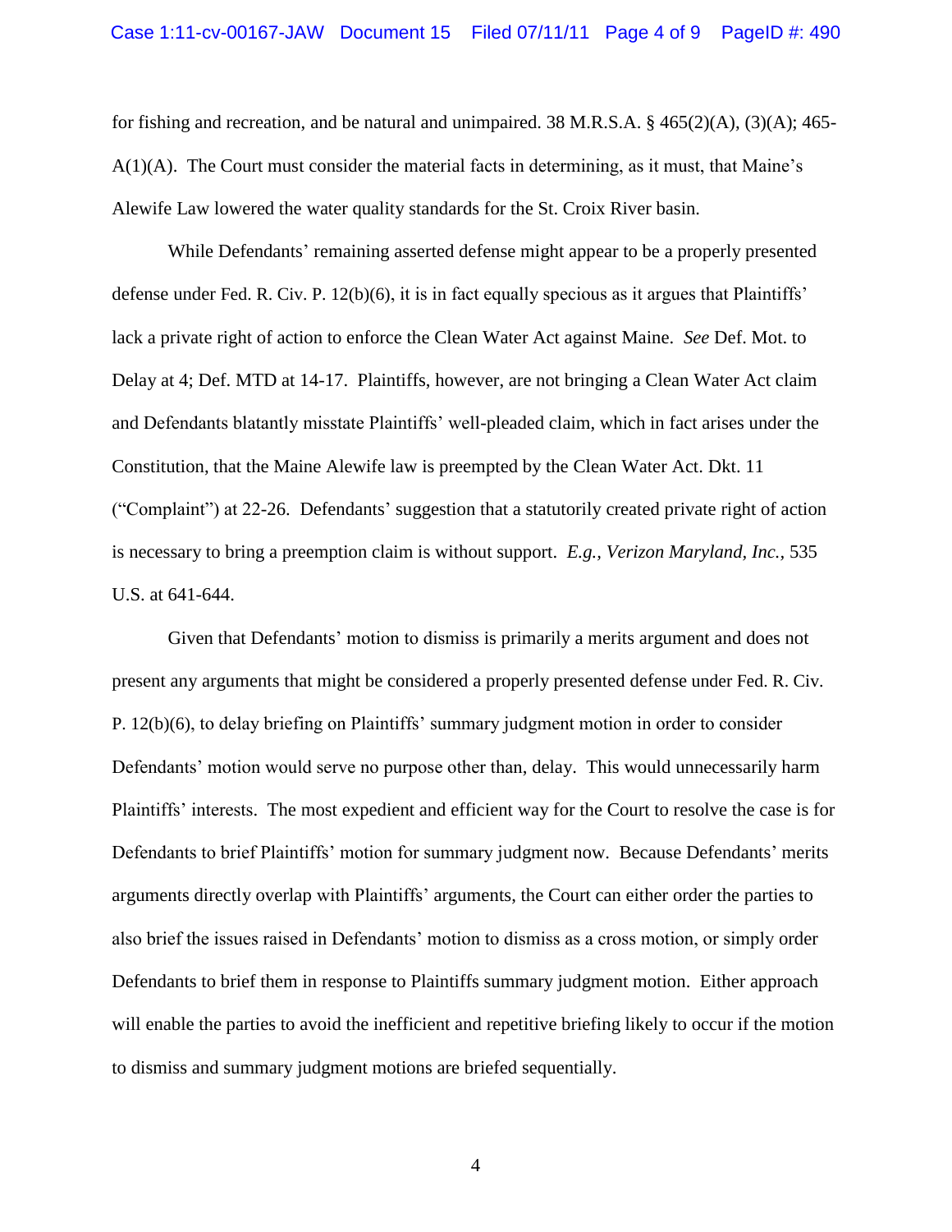for fishing and recreation, and be natural and unimpaired. 38 M.R.S.A. § 465(2)(A), (3)(A); 465-A(1)(A). The Court must consider the material facts in determining, as it must, that Maine's Alewife Law lowered the water quality standards for the St. Croix River basin.

While Defendants' remaining asserted defense might appear to be a properly presented defense under Fed. R. Civ. P. 12(b)(6), it is in fact equally specious as it argues that Plaintiffs' lack a private right of action to enforce the Clean Water Act against Maine. *See* Def. Mot. to Delay at 4; Def. MTD at 14-17. Plaintiffs, however, are not bringing a Clean Water Act claim and Defendants blatantly misstate Plaintiffs' well-pleaded claim, which in fact arises under the Constitution, that the Maine Alewife law is preempted by the Clean Water Act. Dkt. 11 ("Complaint") at 22-26. Defendants' suggestion that a statutorily created private right of action is necessary to bring a preemption claim is without support. *E.g., Verizon Maryland, Inc.*, 535 U.S. at 641-644.

Given that Defendants' motion to dismiss is primarily a merits argument and does not present any arguments that might be considered a properly presented defense under Fed. R. Civ. P. 12(b)(6), to delay briefing on Plaintiffs' summary judgment motion in order to consider Defendants' motion would serve no purpose other than, delay. This would unnecessarily harm Plaintiffs' interests. The most expedient and efficient way for the Court to resolve the case is for Defendants to brief Plaintiffs' motion for summary judgment now. Because Defendants' merits arguments directly overlap with Plaintiffs' arguments, the Court can either order the parties to also brief the issues raised in Defendants' motion to dismiss as a cross motion, or simply order Defendants to brief them in response to Plaintiffs summary judgment motion. Either approach will enable the parties to avoid the inefficient and repetitive briefing likely to occur if the motion to dismiss and summary judgment motions are briefed sequentially.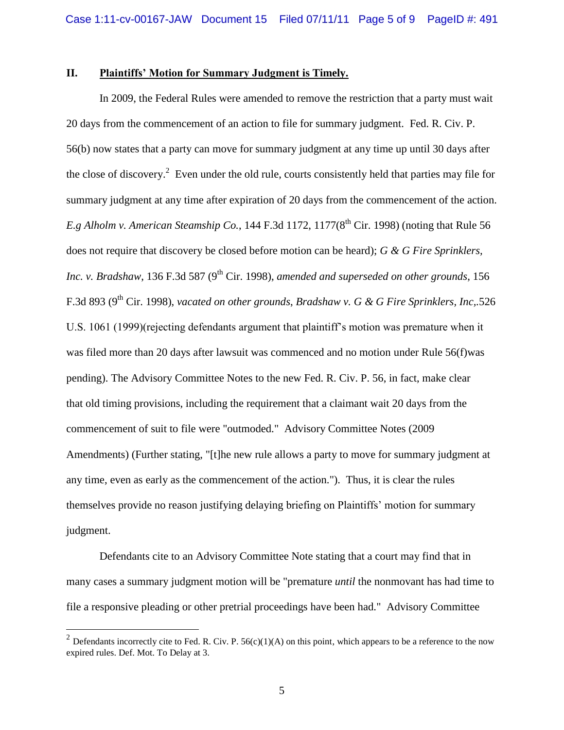## II. **Plaintiffs' Motion for Summary Judgment is Timely.**

In 2009, the Federal Rules were amended to remove the restriction that a party must wait 20 days from the commencement of an action to file for summary judgment. Fed. R. Civ. P. 56(b) now states that a party can move for summary judgment at any time up until 30 days after the close of discovery.[2] Even under the old rule, courts consistently held that parties may file for summary judgment at any time after expiration of 20 days from the commencement of the action. *E.g Alholm v. American Steamship Co.*, 144 F.3d 1172, 1177(8th Cir. 1998) (noting that Rule 56 does not require that discovery be closed before motion can be heard); *G & G Fire Sprinklers, Inc. v. Bradshaw*, 136 F.3d 587 (9th Cir. 1998), *amended and superseded on other grounds*, 156 F.3d 893 (9th Cir. 1998), *vacated on other grounds*, *Bradshaw v. G & G Fire Sprinklers, Inc*,.526 U.S. 1061 (1999)(rejecting defendants argument that plaintiff's motion was premature when it was filed more than 20 days after lawsuit was commenced and no motion under Rule 56(f)was pending). The Advisory Committee Notes to the new Fed. R. Civ. P. 56, in fact, make clear that old timing provisions, including the requirement that a claimant wait 20 days from the commencement of suit to file were "outmoded." Advisory Committee Notes (2009 Amendments) (Further stating, "[t]he new rule allows a party to move for summary judgment at any time, even as early as the commencement of the action."). Thus, it is clear the rules themselves provide no reason justifying delaying briefing on Plaintiffs' motion for summary judgment.

Defendants cite to an Advisory Committee Note stating that a court may find that in many cases a summary judgment motion will be "premature *until* the nonmovant has had time to file a responsive pleading or other pretrial proceedings have been had." Advisory Committee

---

[2] Defendants incorrectly cite to Fed. R. Civ. P. 56(c)(1)(A) on this point, which appears to be a reference to the now expired rules. Def. Mot. To Delay at 3.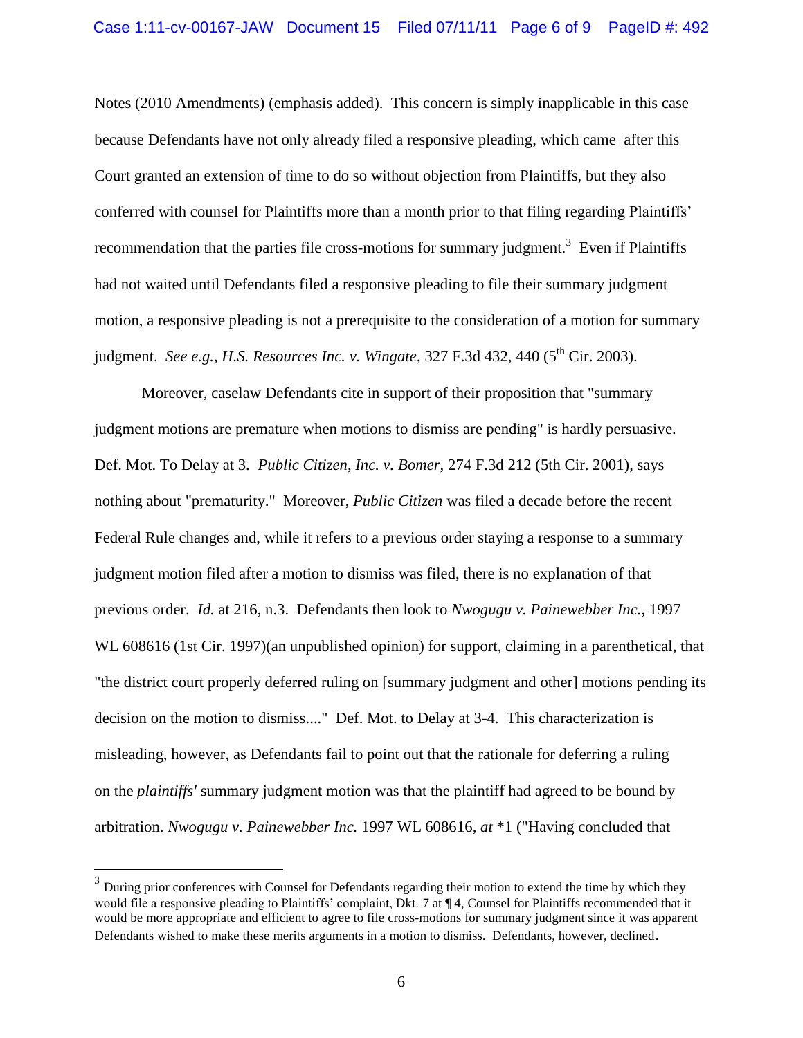Notes (2010 Amendments) (emphasis added). This concern is simply inapplicable in this case because Defendants have not only already filed a responsive pleading, which came after this Court granted an extension of time to do so without objection from Plaintiffs, but they also conferred with counsel for Plaintiffs more than a month prior to that filing regarding Plaintiffs' recommendation that the parties file cross-motions for summary judgment.[3] Even if Plaintiffs had not waited until Defendants filed a responsive pleading to file their summary judgment motion, a responsive pleading is not a prerequisite to the consideration of a motion for summary judgment. *See e.g., H.S. Resources Inc. v. Wingate*, 327 F.3d 432, 440 (5th Cir. 2003).

Moreover, caselaw Defendants cite in support of their proposition that "summary judgment motions are premature when motions to dismiss are pending" is hardly persuasive. Def. Mot. To Delay at 3. *Public Citizen, Inc. v. Bomer*, 274 F.3d 212 (5th Cir. 2001), says nothing about "prematurity." Moreover, *Public Citizen* was filed a decade before the recent Federal Rule changes and, while it refers to a previous order staying a response to a summary judgment motion filed after a motion to dismiss was filed, there is no explanation of that previous order. *Id.* at 216, n.3. Defendants then look to *Nwogugu v. Painewebber Inc.*, 1997 WL 608616 (1st Cir. 1997)(an unpublished opinion) for support, claiming in a parenthetical, that "the district court properly deferred ruling on [summary judgment and other] motions pending its decision on the motion to dismiss...." Def. Mot. to Delay at 3-4. This characterization is misleading, however, as Defendants fail to point out that the rationale for deferring a ruling on the *plaintiffs'* summary judgment motion was that the plaintiff had agreed to be bound by arbitration. *Nwogugu v. Painewebber Inc.* 1997 WL 608616, *at* *1 ("Having concluded that

---

[3] During prior conferences with Counsel for Defendants regarding their motion to extend the time by which they would file a responsive pleading to Plaintiffs' complaint, Dkt. 7 at ¶ 4, Counsel for Plaintiffs recommended that it would be more appropriate and efficient to agree to file cross-motions for summary judgment since it was apparent Defendants wished to make these merits arguments in a motion to dismiss. Defendants, however, declined.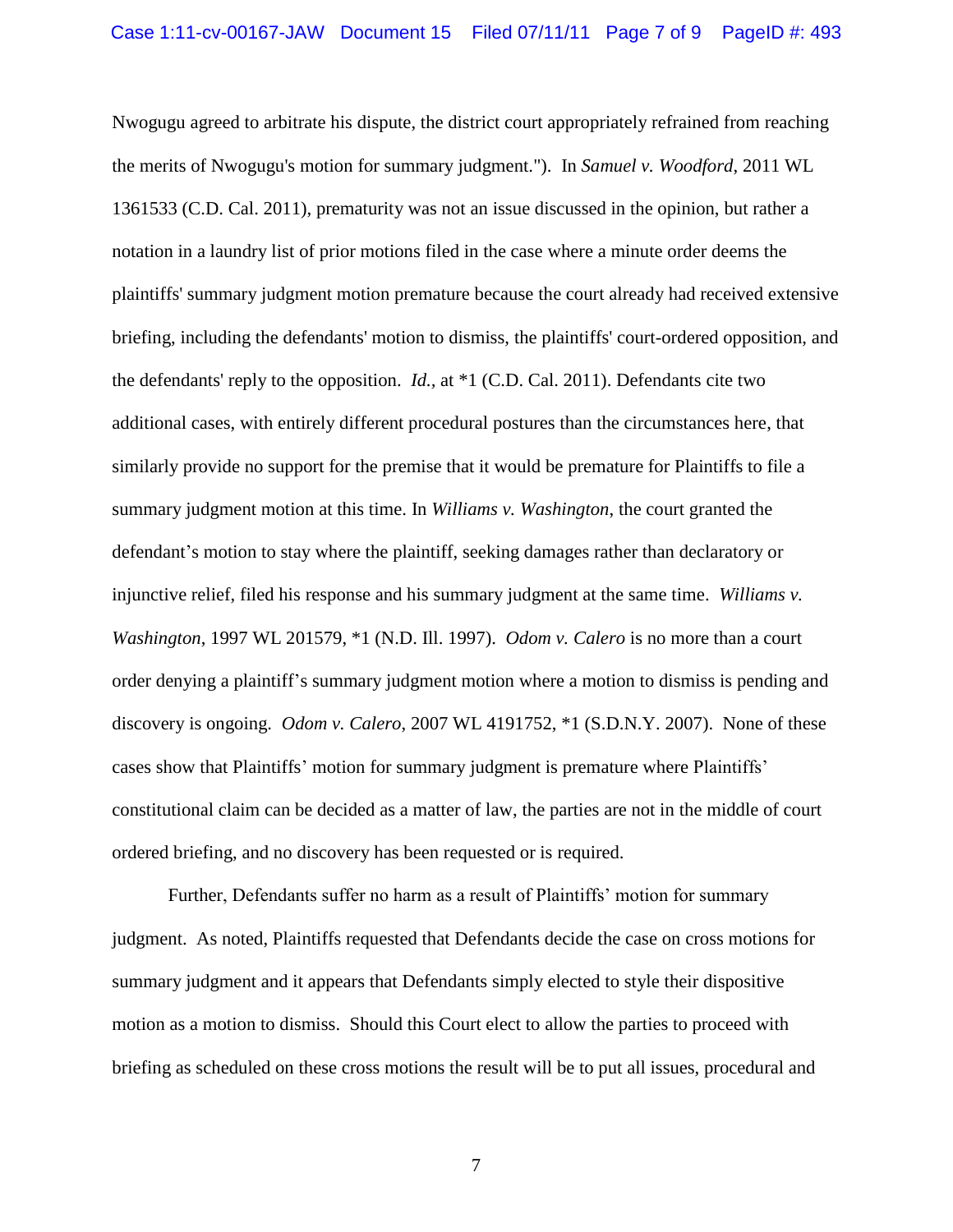Nwogugu agreed to arbitrate his dispute, the district court appropriately refrained from reaching the merits of Nwogugu's motion for summary judgment."). In *Samuel v. Woodford*, 2011 WL 1361533 (C.D. Cal. 2011), prematurity was not an issue discussed in the opinion, but rather a notation in a laundry list of prior motions filed in the case where a minute order deems the plaintiffs' summary judgment motion premature because the court already had received extensive briefing, including the defendants' motion to dismiss, the plaintiffs' court-ordered opposition, and the defendants' reply to the opposition. *Id.*, at *1 (C.D. Cal. 2011). Defendants cite two additional cases, with entirely different procedural postures than the circumstances here, that similarly provide no support for the premise that it would be premature for Plaintiffs to file a summary judgment motion at this time. In *Williams v. Washington*, the court granted the defendant's motion to stay where the plaintiff, seeking damages rather than declaratory or injunctive relief, filed his response and his summary judgment at the same time. *Williams v. Washington*, 1997 WL 201579, *1 (N.D. Ill. 1997). *Odom v. Calero* is no more than a court order denying a plaintiff's summary judgment motion where a motion to dismiss is pending and discovery is ongoing. *Odom v. Calero*, 2007 WL 4191752, *1 (S.D.N.Y. 2007). None of these cases show that Plaintiffs' motion for summary judgment is premature where Plaintiffs' constitutional claim can be decided as a matter of law, the parties are not in the middle of court ordered briefing, and no discovery has been requested or is required.

Further, Defendants suffer no harm as a result of Plaintiffs' motion for summary judgment. As noted, Plaintiffs requested that Defendants decide the case on cross motions for summary judgment and it appears that Defendants simply elected to style their dispositive motion as a motion to dismiss. Should this Court elect to allow the parties to proceed with briefing as scheduled on these cross motions the result will be to put all issues, procedural and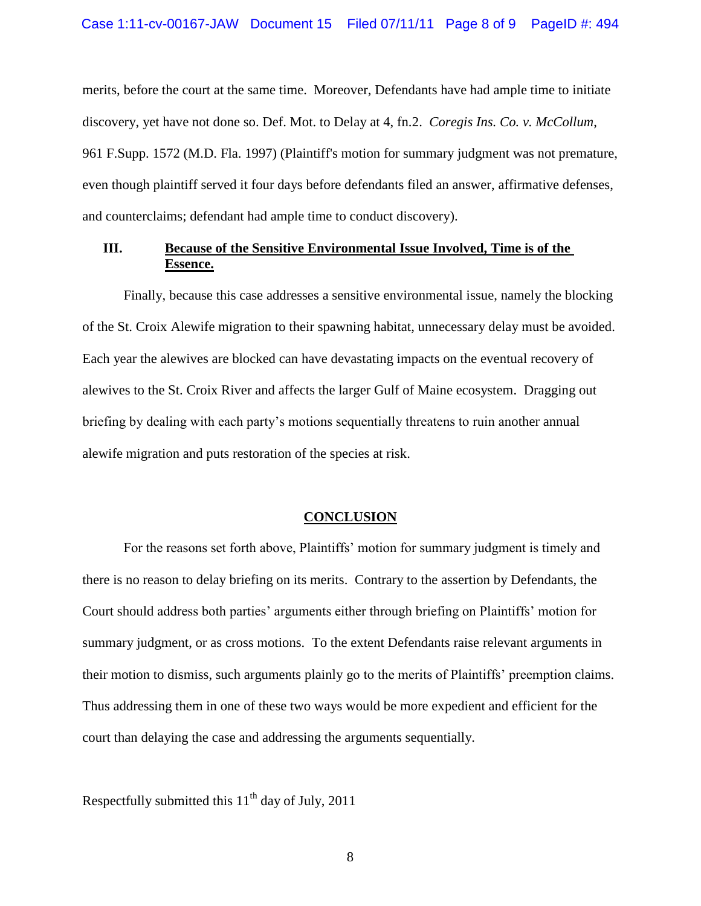merits, before the court at the same time. Moreover, Defendants have had ample time to initiate discovery, yet have not done so. Def. Mot. to Delay at 4, fn.2. *Coregis Ins. Co. v. McCollum*, 961 F.Supp. 1572 (M.D. Fla. 1997) (Plaintiff's motion for summary judgment was not premature, even though plaintiff served it four days before defendants filed an answer, affirmative defenses, and counterclaims; defendant had ample time to conduct discovery).

### III. <u>Because of the Sensitive Environmental Issue Involved, Time is of the Essence.</u>

Finally, because this case addresses a sensitive environmental issue, namely the blocking of the St. Croix Alewife migration to their spawning habitat, unnecessary delay must be avoided. Each year the alewives are blocked can have devastating impacts on the eventual recovery of alewives to the St. Croix River and affects the larger Gulf of Maine ecosystem. Dragging out briefing by dealing with each party's motions sequentially threatens to ruin another annual alewife migration and puts restoration of the species at risk.

## <u>CONCLUSION</u>

For the reasons set forth above, Plaintiffs' motion for summary judgment is timely and there is no reason to delay briefing on its merits. Contrary to the assertion by Defendants, the Court should address both parties' arguments either through briefing on Plaintiffs' motion for summary judgment, or as cross motions. To the extent Defendants raise relevant arguments in their motion to dismiss, such arguments plainly go to the merits of Plaintiffs' preemption claims. Thus addressing them in one of these two ways would be more expedient and efficient for the court than delaying the case and addressing the arguments sequentially.

Respectfully submitted this 11th day of July, 2011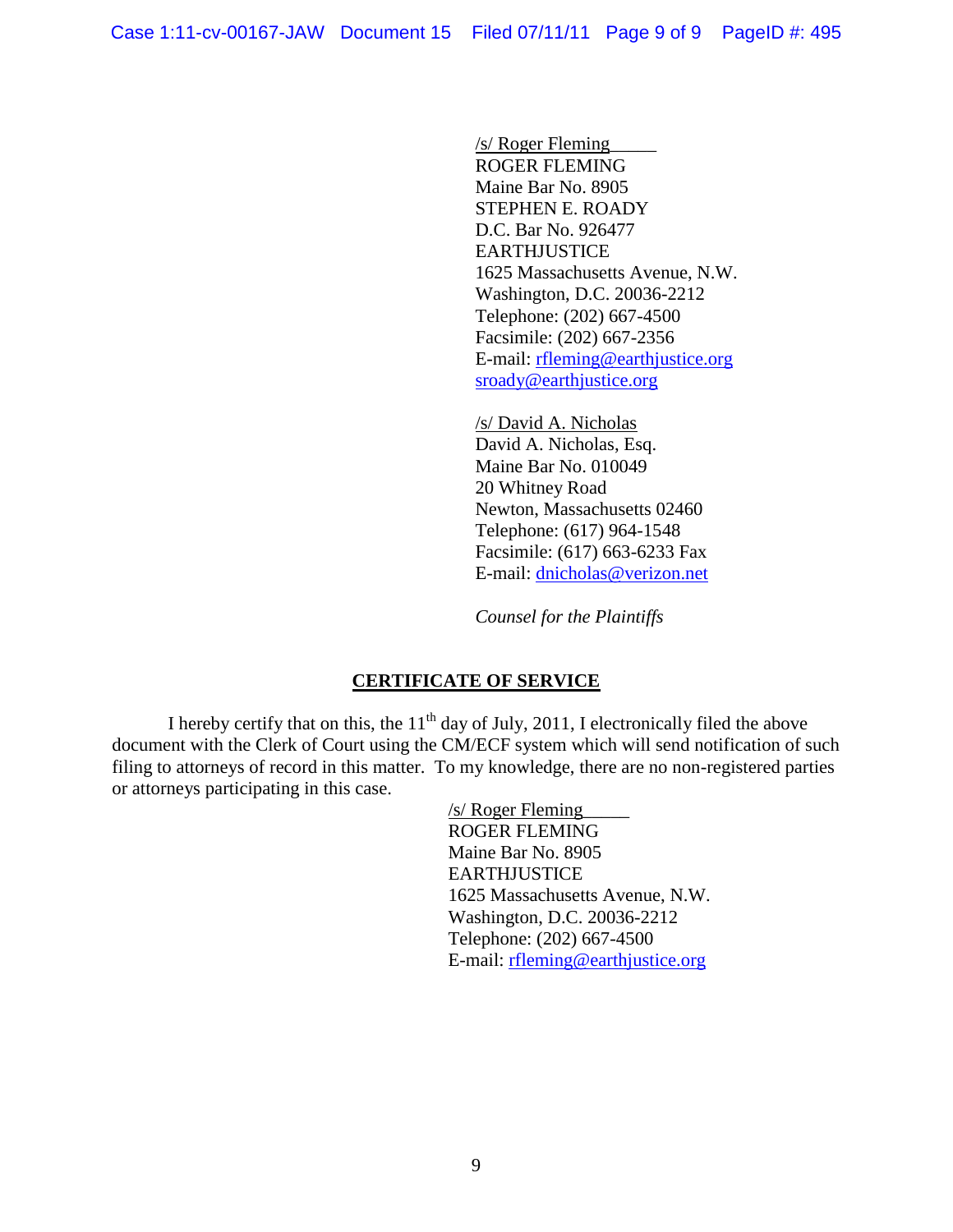/s/ Roger Fleming  
ROGER FLEMING  
Maine Bar No. 8905  
STEPHEN E. ROADY  
D.C. Bar No. 926477  
EARTHJUSTICE  
1625 Massachusetts Avenue, N.W.  
Washington, D.C. 20036-2212  
Telephone: (202) 667-4500  
Facsimile: (202) 667-2356  
E-mail: rfleming@earthjustice.org  
sroady@earthjustice.org

/s/ David A. Nicholas  
David A. Nicholas, Esq.  
Maine Bar No. 010049  
20 Whitney Road  
Newton, Massachusetts 02460  
Telephone: (617) 964-1548  
Facsimile: (617) 663-6233 Fax  
E-mail: dnicholas@verizon.net

*Counsel for the Plaintiffs*

## CERTIFICATE OF SERVICE

I hereby certify that on this, the 11th day of July, 2011, I electronically filed the above document with the Clerk of Court using the CM/ECF system which will send notification of such filing to attorneys of record in this matter. To my knowledge, there are no non-registered parties or attorneys participating in this case.

/s/ Roger Fleming  
ROGER FLEMING  
Maine Bar No. 8905  
EARTHJUSTICE  
1625 Massachusetts Avenue, N.W.  
Washington, D.C. 20036-2212  
Telephone: (202) 667-4500  
E-mail: rfleming@earthjustice.org